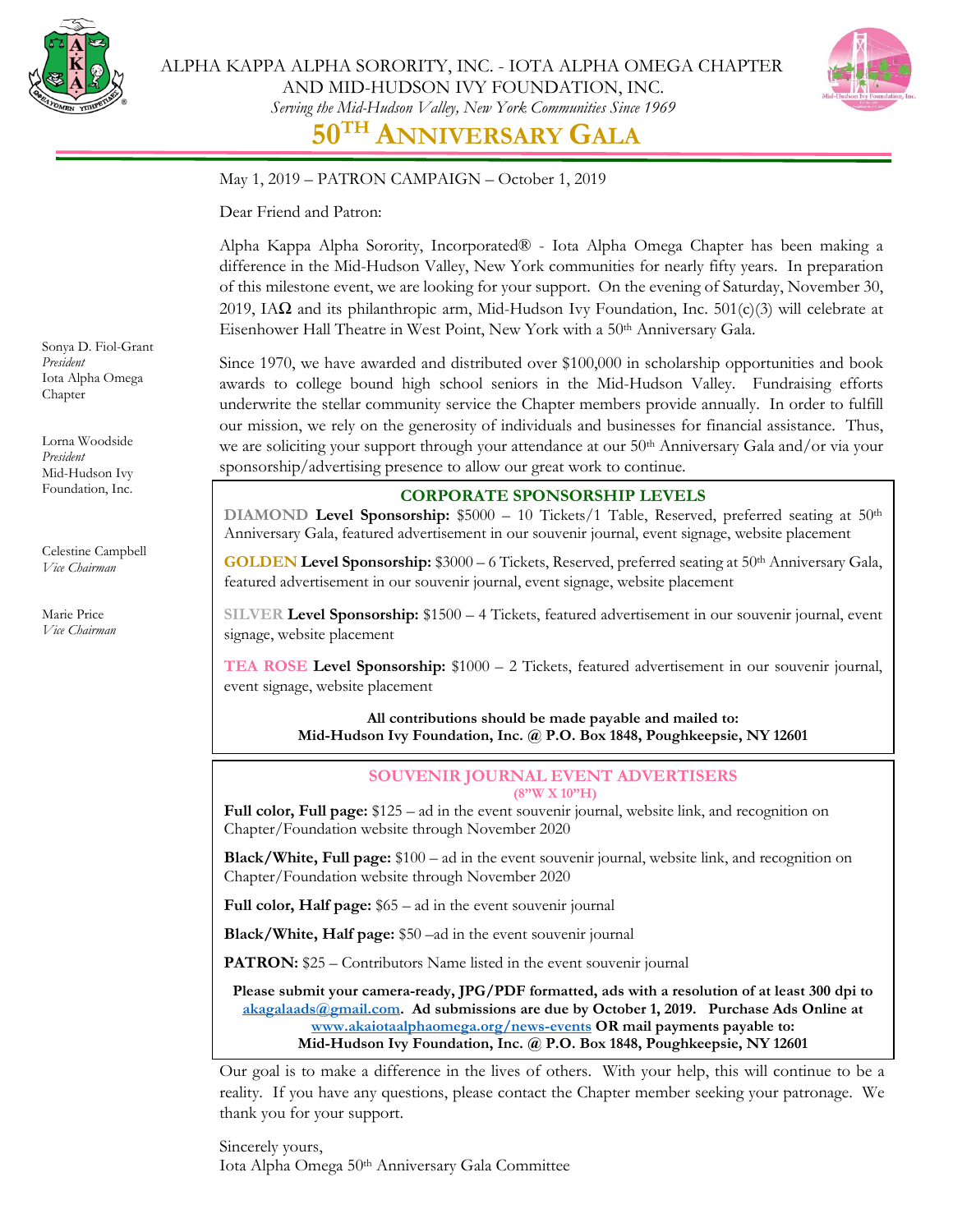ALPHA KAPPA ALPHA SORORITY, INC. - IOTA ALPHA OMEGA CHAPTER
AND MID-HUDSON IVY FOUNDATION, INC.
*Serving the Mid-Hudson Valley, New York Communities Since 1969*

# 50TH ANNIVERSARY GALA

Sonya D. Fiol-Grant
*President*
Iota Alpha Omega Chapter

Lorna Woodside
*President*
Mid-Hudson Ivy Foundation, Inc.

Celestine Campbell
*Vice Chairman*

Marie Price
*Vice Chairman*

May 1, 2019 – PATRON CAMPAIGN – October 1, 2019

Dear Friend and Patron:

Alpha Kappa Alpha Sorority, Incorporated® - Iota Alpha Omega Chapter has been making a difference in the Mid-Hudson Valley, New York communities for nearly fifty years. In preparation of this milestone event, we are looking for your support. On the evening of Saturday, November 30, 2019, IAΩ and its philanthropic arm, Mid-Hudson Ivy Foundation, Inc. 501(c)(3) will celebrate at Eisenhower Hall Theatre in West Point, New York with a 50th Anniversary Gala.

Since 1970, we have awarded and distributed over $100,000 in scholarship opportunities and book awards to college bound high school seniors in the Mid-Hudson Valley. Fundraising efforts underwrite the stellar community service the Chapter members provide annually. In order to fulfill our mission, we rely on the generosity of individuals and businesses for financial assistance. Thus, we are soliciting your support through your attendance at our 50th Anniversary Gala and/or via your sponsorship/advertising presence to allow our great work to continue.

## CORPORATE SPONSORSHIP LEVELS

**DIAMOND Level Sponsorship:** $5000 – 10 Tickets/1 Table, Reserved, preferred seating at 50th Anniversary Gala, featured advertisement in our souvenir journal, event signage, website placement

**GOLDEN Level Sponsorship:** $3000 – 6 Tickets, Reserved, preferred seating at 50th Anniversary Gala, featured advertisement in our souvenir journal, event signage, website placement

**SILVER Level Sponsorship:** $1500 – 4 Tickets, featured advertisement in our souvenir journal, event signage, website placement

**TEA ROSE Level Sponsorship:** $1000 – 2 Tickets, featured advertisement in our souvenir journal, event signage, website placement

**All contributions should be made payable and mailed to:
Mid-Hudson Ivy Foundation, Inc. @ P.O. Box 1848, Poughkeepsie, NY 12601**

## SOUVENIR JOURNAL EVENT ADVERTISERS

(8"W X 10"H)

**Full color, Full page:** $125 – ad in the event souvenir journal, website link, and recognition on Chapter/Foundation website through November 2020

**Black/White, Full page:** $100 – ad in the event souvenir journal, website link, and recognition on Chapter/Foundation website through November 2020

**Full color, Half page:** $65 – ad in the event souvenir journal

**Black/White, Half page:** $50 –ad in the event souvenir journal

**PATRON:** $25 – Contributors Name listed in the event souvenir journal

**Please submit your camera-ready, JPG/PDF formatted, ads with a resolution of at least 300 dpi to akagalaads@gmail.com. Ad submissions are due by October 1, 2019. Purchase Ads Online at www.akaiotaalphaomega.org/news-events OR mail payments payable to:
Mid-Hudson Ivy Foundation, Inc. @ P.O. Box 1848, Poughkeepsie, NY 12601**

Our goal is to make a difference in the lives of others. With your help, this will continue to be a reality. If you have any questions, please contact the Chapter member seeking your patronage. We thank you for your support.

Sincerely yours,
Iota Alpha Omega 50th Anniversary Gala Committee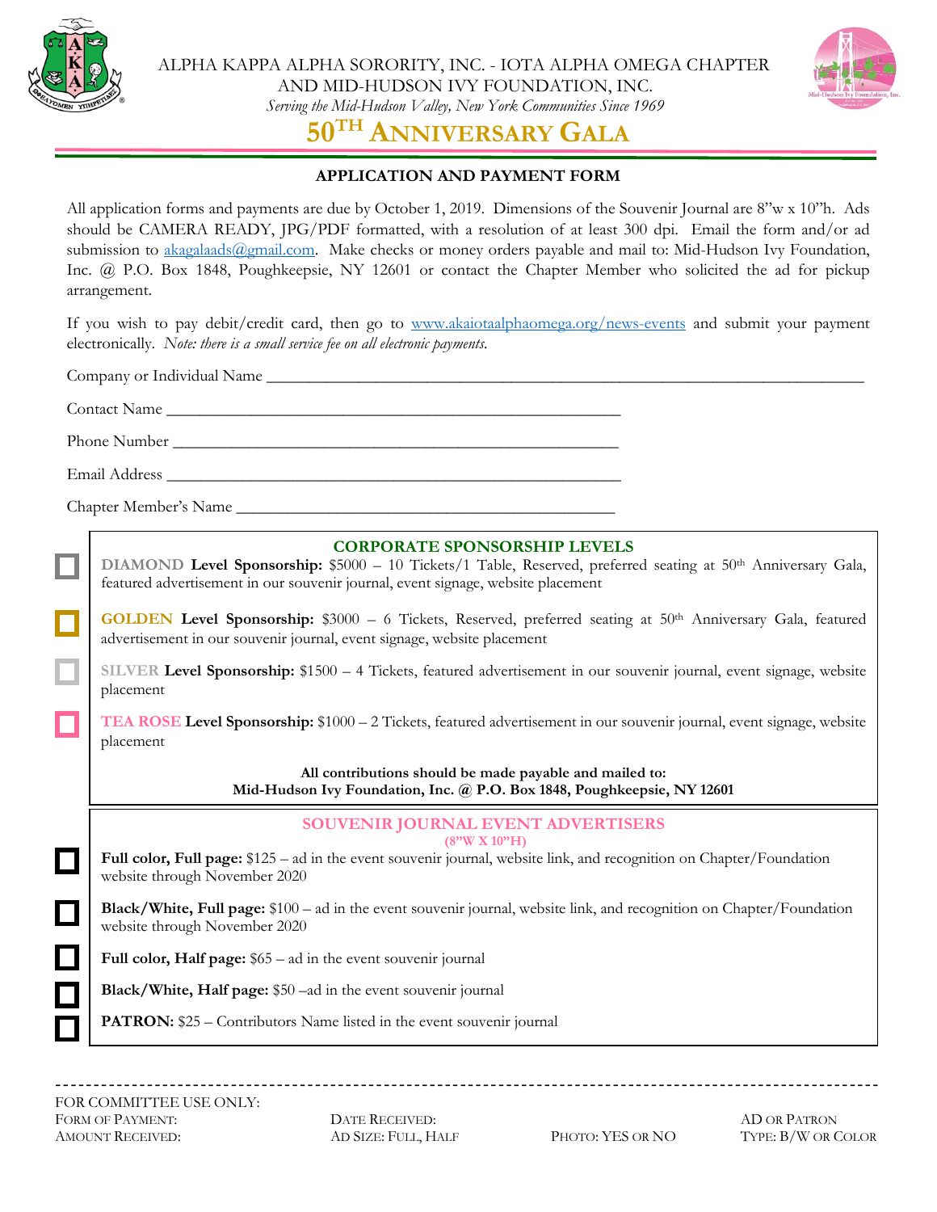ALPHA KAPPA ALPHA SORORITY, INC. - IOTA ALPHA OMEGA CHAPTER
AND MID-HUDSON IVY FOUNDATION, INC.

*Serving the Mid-Hudson Valley, New York Communities Since 1969*

# 50TH ANNIVERSARY GALA

## APPLICATION AND PAYMENT FORM

All application forms and payments are due by October 1, 2019. Dimensions of the Souvenir Journal are 8"w x 10"h. Ads should be CAMERA READY, JPG/PDF formatted, with a resolution of at least 300 dpi. Email the form and/or ad submission to akagalaads@gmail.com. Make checks or money orders payable and mail to: Mid-Hudson Ivy Foundation, Inc. @ P.O. Box 1848, Poughkeepsie, NY 12601 or contact the Chapter Member who solicited the ad for pickup arrangement.

If you wish to pay debit/credit card, then go to www.akaiotaalphaomega.org/news-events and submit your payment electronically. *Note: there is a small service fee on all electronic payments.*

Company or Individual Name ____________________________________________

Contact Name ____________________________________________

Phone Number ____________________________________________

Email Address ____________________________________________

Chapter Member's Name ____________________________________________

### CORPORATE SPONSORSHIP LEVELS

☐ **DIAMOND Level Sponsorship:** $5000 – 10 Tickets/1 Table, Reserved, preferred seating at 50th Anniversary Gala, featured advertisement in our souvenir journal, event signage, website placement

☐ **GOLDEN Level Sponsorship:** $3000 – 6 Tickets, Reserved, preferred seating at 50th Anniversary Gala, featured advertisement in our souvenir journal, event signage, website placement

☐ **SILVER Level Sponsorship:** $1500 – 4 Tickets, featured advertisement in our souvenir journal, event signage, website placement

☐ **TEA ROSE Level Sponsorship:** $1000 – 2 Tickets, featured advertisement in our souvenir journal, event signage, website placement

**All contributions should be made payable and mailed to:**
**Mid-Hudson Ivy Foundation, Inc. @ P.O. Box 1848, Poughkeepsie, NY 12601**

### SOUVENIR JOURNAL EVENT ADVERTISERS
**(8"W X 10"H)**

☐ **Full color, Full page:** $125 – ad in the event souvenir journal, website link, and recognition on Chapter/Foundation website through November 2020

☐ **Black/White, Full page:** $100 – ad in the event souvenir journal, website link, and recognition on Chapter/Foundation website through November 2020

☐ **Full color, Half page:** $65 – ad in the event souvenir journal

☐ **Black/White, Half page:** $50 –ad in the event souvenir journal

☐ **PATRON:** $25 – Contributors Name listed in the event souvenir journal

---

FOR COMMITTEE USE ONLY:

FORM OF PAYMENT:
AMOUNT RECEIVED:

DATE RECEIVED:
AD SIZE: FULL, HALF

PHOTO: YES OR NO

AD OR PATRON
TYPE: B/W OR COLOR